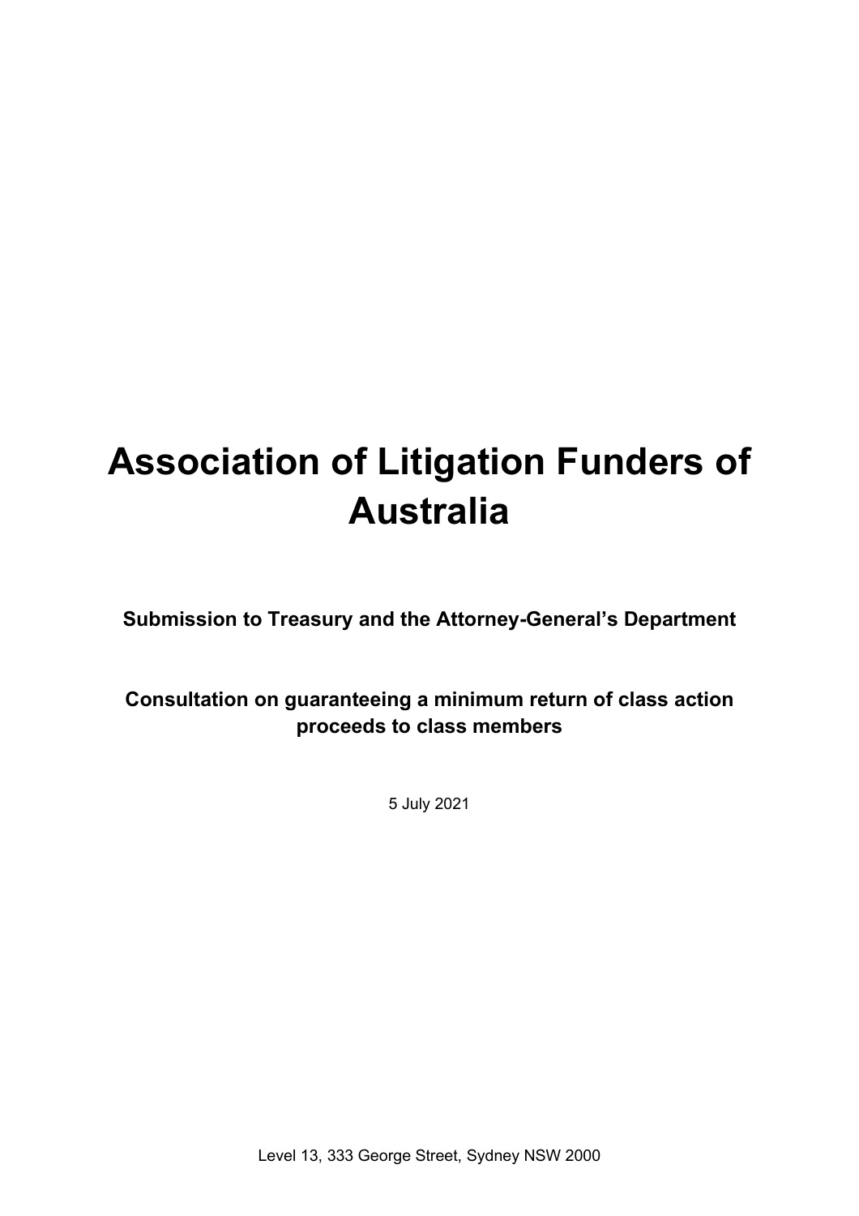# Association of Litigation Funders of Australia

**Submission to Treasury and the Attorney-General's Department**

**Consultation on guaranteeing a minimum return of class action proceeds to class members**

5 July 2021

Level 13, 333 George Street, Sydney NSW 2000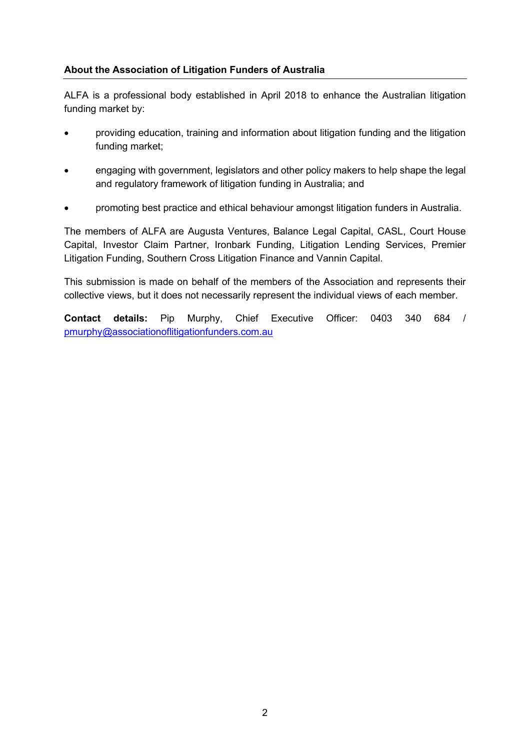**About the Association of Litigation Funders of Australia**

ALFA is a professional body established in April 2018 to enhance the Australian litigation funding market by:

- providing education, training and information about litigation funding and the litigation funding market;
- engaging with government, legislators and other policy makers to help shape the legal and regulatory framework of litigation funding in Australia; and
- promoting best practice and ethical behaviour amongst litigation funders in Australia.

The members of ALFA are Augusta Ventures, Balance Legal Capital, CASL, Court House Capital, Investor Claim Partner, Ironbark Funding, Litigation Lending Services, Premier Litigation Funding, Southern Cross Litigation Finance and Vannin Capital.

This submission is made on behalf of the members of the Association and represents their collective views, but it does not necessarily represent the individual views of each member.

**Contact details:** Pip Murphy, Chief Executive Officer: 0403 340 684 / pmurphy@associationoflitigationfunders.com.au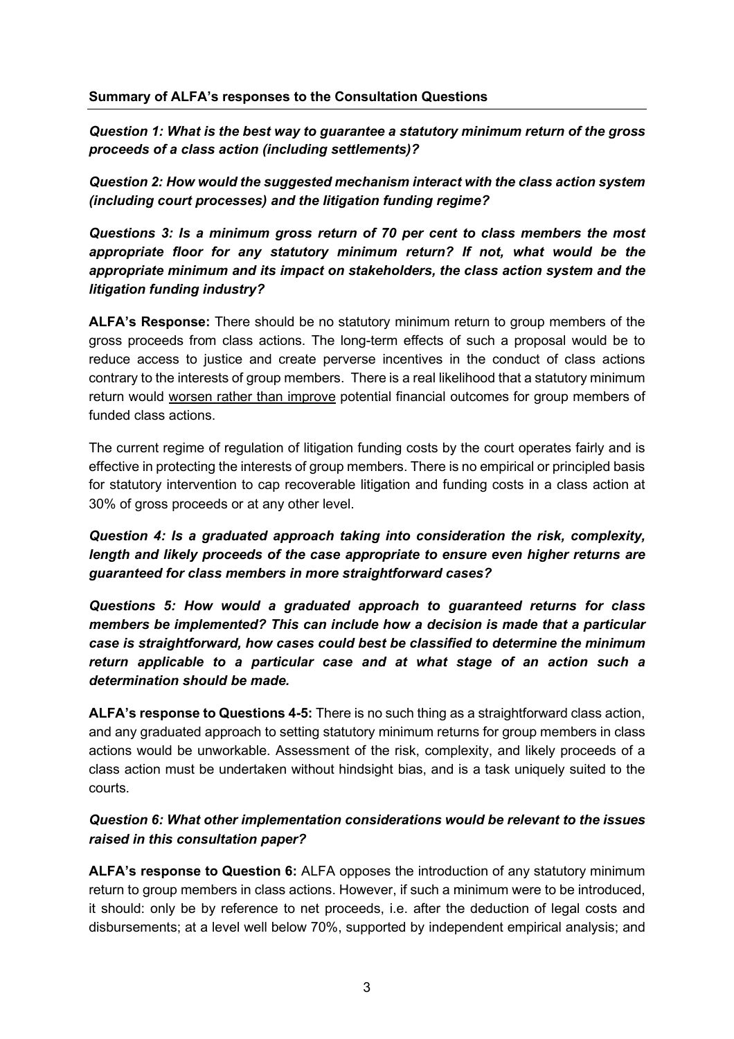**Summary of ALFA's responses to the Consultation Questions**

***Question 1: What is the best way to guarantee a statutory minimum return of the gross proceeds of a class action (including settlements)?***

***Question 2: How would the suggested mechanism interact with the class action system (including court processes) and the litigation funding regime?***

***Questions 3: Is a minimum gross return of 70 per cent to class members the most appropriate floor for any statutory minimum return? If not, what would be the appropriate minimum and its impact on stakeholders, the class action system and the litigation funding industry?***

**ALFA's Response:** There should be no statutory minimum return to group members of the gross proceeds from class actions. The long-term effects of such a proposal would be to reduce access to justice and create perverse incentives in the conduct of class actions contrary to the interests of group members. There is a real likelihood that a statutory minimum return would <u>worsen rather than improve</u> potential financial outcomes for group members of funded class actions.

The current regime of regulation of litigation funding costs by the court operates fairly and is effective in protecting the interests of group members. There is no empirical or principled basis for statutory intervention to cap recoverable litigation and funding costs in a class action at 30% of gross proceeds or at any other level.

***Question 4: Is a graduated approach taking into consideration the risk, complexity, length and likely proceeds of the case appropriate to ensure even higher returns are guaranteed for class members in more straightforward cases?***

***Questions 5: How would a graduated approach to guaranteed returns for class members be implemented? This can include how a decision is made that a particular case is straightforward, how cases could best be classified to determine the minimum return applicable to a particular case and at what stage of an action such a determination should be made.***

**ALFA's response to Questions 4-5:** There is no such thing as a straightforward class action, and any graduated approach to setting statutory minimum returns for group members in class actions would be unworkable. Assessment of the risk, complexity, and likely proceeds of a class action must be undertaken without hindsight bias, and is a task uniquely suited to the courts.

***Question 6: What other implementation considerations would be relevant to the issues raised in this consultation paper?***

**ALFA's response to Question 6:** ALFA opposes the introduction of any statutory minimum return to group members in class actions. However, if such a minimum were to be introduced, it should: only be by reference to net proceeds, i.e. after the deduction of legal costs and disbursements; at a level well below 70%, supported by independent empirical analysis; and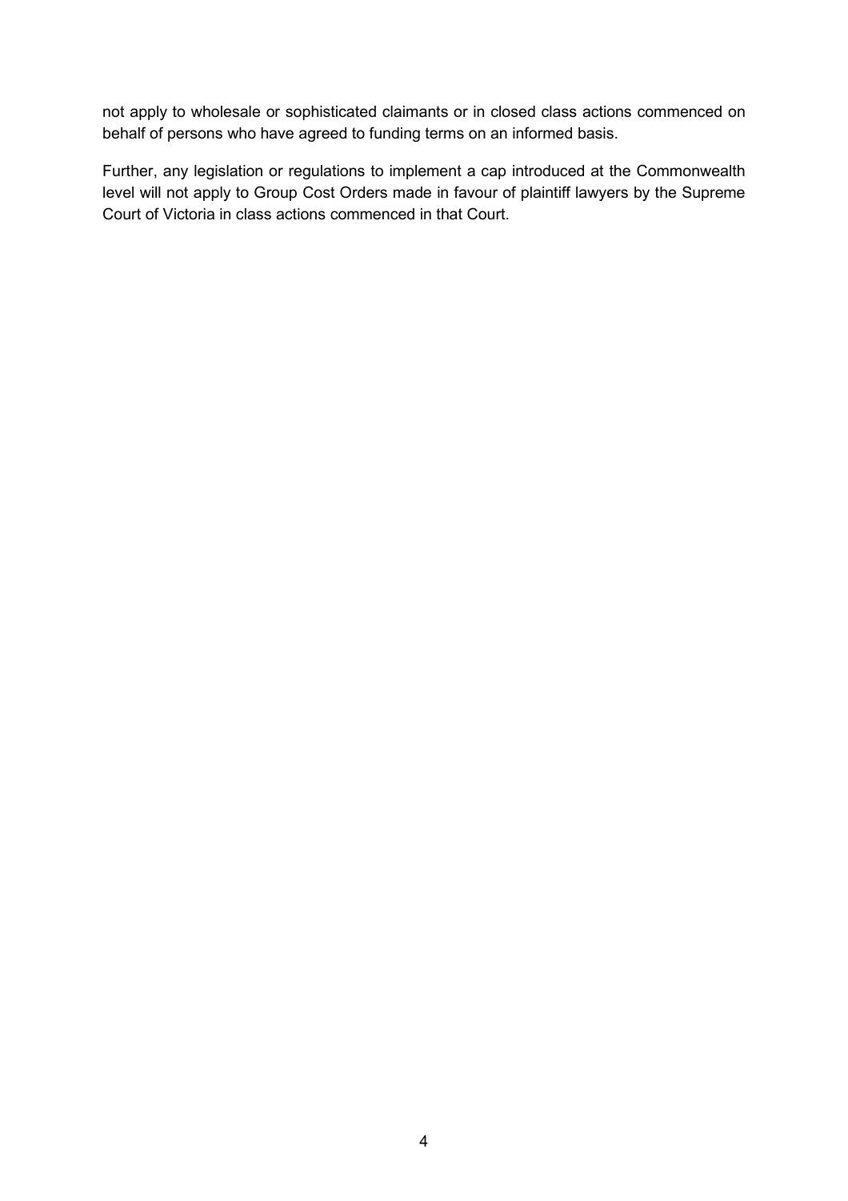not apply to wholesale or sophisticated claimants or in closed class actions commenced on behalf of persons who have agreed to funding terms on an informed basis.

Further, any legislation or regulations to implement a cap introduced at the Commonwealth level will not apply to Group Cost Orders made in favour of plaintiff lawyers by the Supreme Court of Victoria in class actions commenced in that Court.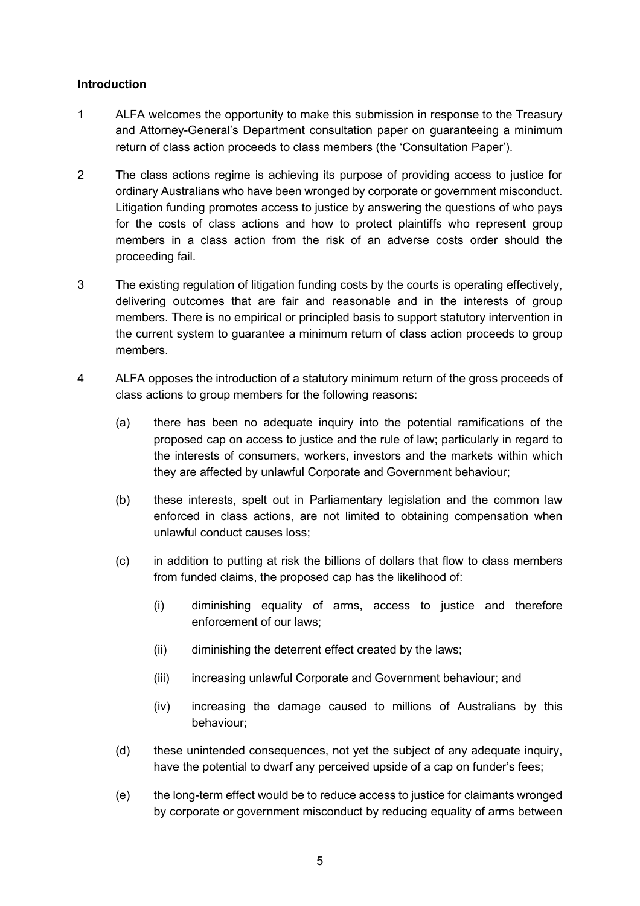**Introduction**

1 ALFA welcomes the opportunity to make this submission in response to the Treasury and Attorney-General's Department consultation paper on guaranteeing a minimum return of class action proceeds to class members (the 'Consultation Paper').

2 The class actions regime is achieving its purpose of providing access to justice for ordinary Australians who have been wronged by corporate or government misconduct. Litigation funding promotes access to justice by answering the questions of who pays for the costs of class actions and how to protect plaintiffs who represent group members in a class action from the risk of an adverse costs order should the proceeding fail.

3 The existing regulation of litigation funding costs by the courts is operating effectively, delivering outcomes that are fair and reasonable and in the interests of group members. There is no empirical or principled basis to support statutory intervention in the current system to guarantee a minimum return of class action proceeds to group members.

4 ALFA opposes the introduction of a statutory minimum return of the gross proceeds of class actions to group members for the following reasons:

(a) there has been no adequate inquiry into the potential ramifications of the proposed cap on access to justice and the rule of law; particularly in regard to the interests of consumers, workers, investors and the markets within which they are affected by unlawful Corporate and Government behaviour;

(b) these interests, spelt out in Parliamentary legislation and the common law enforced in class actions, are not limited to obtaining compensation when unlawful conduct causes loss;

(c) in addition to putting at risk the billions of dollars that flow to class members from funded claims, the proposed cap has the likelihood of:

(i) diminishing equality of arms, access to justice and therefore enforcement of our laws;

(ii) diminishing the deterrent effect created by the laws;

(iii) increasing unlawful Corporate and Government behaviour; and

(iv) increasing the damage caused to millions of Australians by this behaviour;

(d) these unintended consequences, not yet the subject of any adequate inquiry, have the potential to dwarf any perceived upside of a cap on funder's fees;

(e) the long-term effect would be to reduce access to justice for claimants wronged by corporate or government misconduct by reducing equality of arms between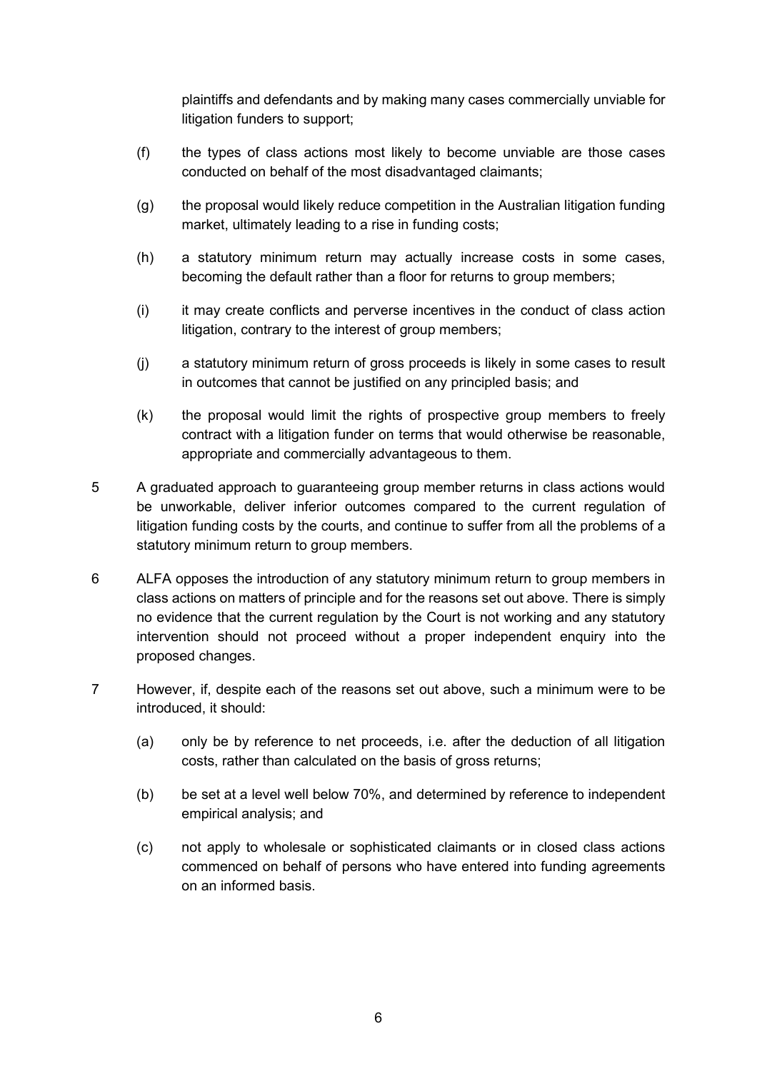plaintiffs and defendants and by making many cases commercially unviable for litigation funders to support;

(f) the types of class actions most likely to become unviable are those cases conducted on behalf of the most disadvantaged claimants;

(g) the proposal would likely reduce competition in the Australian litigation funding market, ultimately leading to a rise in funding costs;

(h) a statutory minimum return may actually increase costs in some cases, becoming the default rather than a floor for returns to group members;

(i) it may create conflicts and perverse incentives in the conduct of class action litigation, contrary to the interest of group members;

(j) a statutory minimum return of gross proceeds is likely in some cases to result in outcomes that cannot be justified on any principled basis; and

(k) the proposal would limit the rights of prospective group members to freely contract with a litigation funder on terms that would otherwise be reasonable, appropriate and commercially advantageous to them.

5 A graduated approach to guaranteeing group member returns in class actions would be unworkable, deliver inferior outcomes compared to the current regulation of litigation funding costs by the courts, and continue to suffer from all the problems of a statutory minimum return to group members.

6 ALFA opposes the introduction of any statutory minimum return to group members in class actions on matters of principle and for the reasons set out above. There is simply no evidence that the current regulation by the Court is not working and any statutory intervention should not proceed without a proper independent enquiry into the proposed changes.

7 However, if, despite each of the reasons set out above, such a minimum were to be introduced, it should:

(a) only be by reference to net proceeds, i.e. after the deduction of all litigation costs, rather than calculated on the basis of gross returns;

(b) be set at a level well below 70%, and determined by reference to independent empirical analysis; and

(c) not apply to wholesale or sophisticated claimants or in closed class actions commenced on behalf of persons who have entered into funding agreements on an informed basis.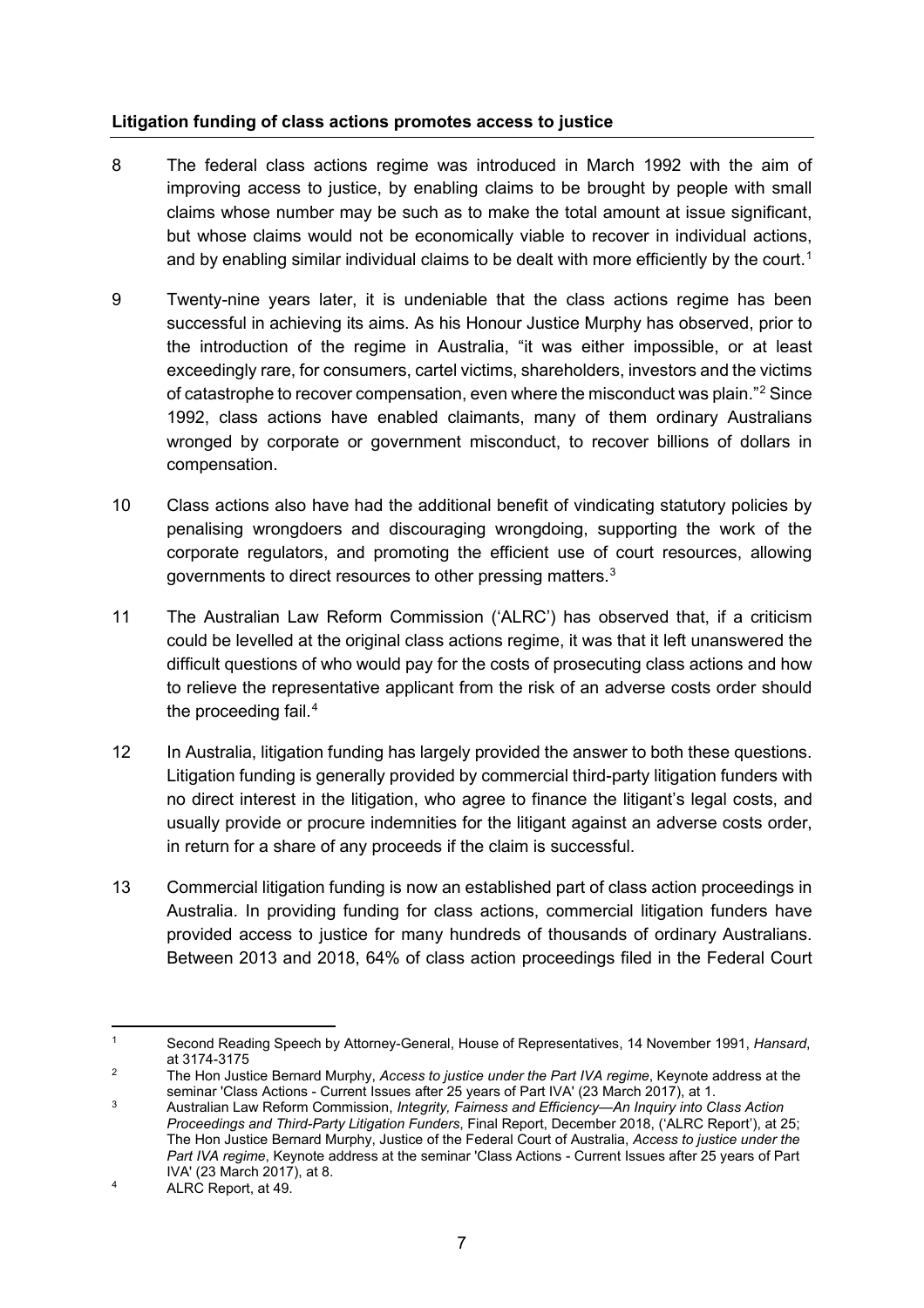**Litigation funding of class actions promotes access to justice**

8 The federal class actions regime was introduced in March 1992 with the aim of improving access to justice, by enabling claims to be brought by people with small claims whose number may be such as to make the total amount at issue significant, but whose claims would not be economically viable to recover in individual actions, and by enabling similar individual claims to be dealt with more efficiently by the court.[1]

9 Twenty-nine years later, it is undeniable that the class actions regime has been successful in achieving its aims. As his Honour Justice Murphy has observed, prior to the introduction of the regime in Australia, "it was either impossible, or at least exceedingly rare, for consumers, cartel victims, shareholders, investors and the victims of catastrophe to recover compensation, even where the misconduct was plain."[2] Since 1992, class actions have enabled claimants, many of them ordinary Australians wronged by corporate or government misconduct, to recover billions of dollars in compensation.

10 Class actions also have had the additional benefit of vindicating statutory policies by penalising wrongdoers and discouraging wrongdoing, supporting the work of the corporate regulators, and promoting the efficient use of court resources, allowing governments to direct resources to other pressing matters.[3]

11 The Australian Law Reform Commission ('ALRC') has observed that, if a criticism could be levelled at the original class actions regime, it was that it left unanswered the difficult questions of who would pay for the costs of prosecuting class actions and how to relieve the representative applicant from the risk of an adverse costs order should the proceeding fail.[4]

12 In Australia, litigation funding has largely provided the answer to both these questions. Litigation funding is generally provided by commercial third-party litigation funders with no direct interest in the litigation, who agree to finance the litigant's legal costs, and usually provide or procure indemnities for the litigant against an adverse costs order, in return for a share of any proceeds if the claim is successful.

13 Commercial litigation funding is now an established part of class action proceedings in Australia. In providing funding for class actions, commercial litigation funders have provided access to justice for many hundreds of thousands of ordinary Australians. Between 2013 and 2018, 64% of class action proceedings filed in the Federal Court

---

[1] Second Reading Speech by Attorney-General, House of Representatives, 14 November 1991, *Hansard*, at 3174-3175

[2] The Hon Justice Bernard Murphy, *Access to justice under the Part IVA regime*, Keynote address at the seminar 'Class Actions - Current Issues after 25 years of Part IVA' (23 March 2017), at 1.

[3] Australian Law Reform Commission, *Integrity, Fairness and Efficiency—An Inquiry into Class Action Proceedings and Third-Party Litigation Funders*, Final Report, December 2018, ('ALRC Report'), at 25; The Hon Justice Bernard Murphy, Justice of the Federal Court of Australia, *Access to justice under the Part IVA regime*, Keynote address at the seminar 'Class Actions - Current Issues after 25 years of Part IVA' (23 March 2017), at 8.

[4] ALRC Report, at 49.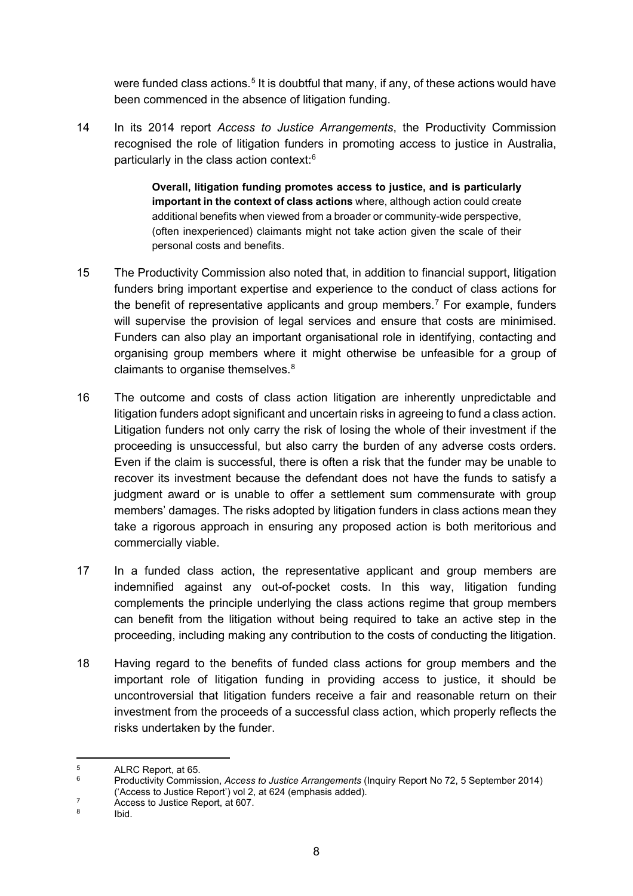were funded class actions.[5] It is doubtful that many, if any, of these actions would have been commenced in the absence of litigation funding.

14 In its 2014 report *Access to Justice Arrangements*, the Productivity Commission recognised the role of litigation funders in promoting access to justice in Australia, particularly in the class action context:[6]

> **Overall, litigation funding promotes access to justice, and is particularly important in the context of class actions** where, although action could create additional benefits when viewed from a broader or community-wide perspective, (often inexperienced) claimants might not take action given the scale of their personal costs and benefits.

15 The Productivity Commission also noted that, in addition to financial support, litigation funders bring important expertise and experience to the conduct of class actions for the benefit of representative applicants and group members.[7] For example, funders will supervise the provision of legal services and ensure that costs are minimised. Funders can also play an important organisational role in identifying, contacting and organising group members where it might otherwise be unfeasible for a group of claimants to organise themselves.[8]

16 The outcome and costs of class action litigation are inherently unpredictable and litigation funders adopt significant and uncertain risks in agreeing to fund a class action. Litigation funders not only carry the risk of losing the whole of their investment if the proceeding is unsuccessful, but also carry the burden of any adverse costs orders. Even if the claim is successful, there is often a risk that the funder may be unable to recover its investment because the defendant does not have the funds to satisfy a judgment award or is unable to offer a settlement sum commensurate with group members' damages. The risks adopted by litigation funders in class actions mean they take a rigorous approach in ensuring any proposed action is both meritorious and commercially viable.

17 In a funded class action, the representative applicant and group members are indemnified against any out-of-pocket costs. In this way, litigation funding complements the principle underlying the class actions regime that group members can benefit from the litigation without being required to take an active step in the proceeding, including making any contribution to the costs of conducting the litigation.

18 Having regard to the benefits of funded class actions for group members and the important role of litigation funding in providing access to justice, it should be uncontroversial that litigation funders receive a fair and reasonable return on their investment from the proceeds of a successful class action, which properly reflects the risks undertaken by the funder.

---

[5] ALRC Report, at 65.

[6] Productivity Commission, *Access to Justice Arrangements* (Inquiry Report No 72, 5 September 2014) ('Access to Justice Report') vol 2, at 624 (emphasis added).

[7] Access to Justice Report, at 607.

[8] Ibid.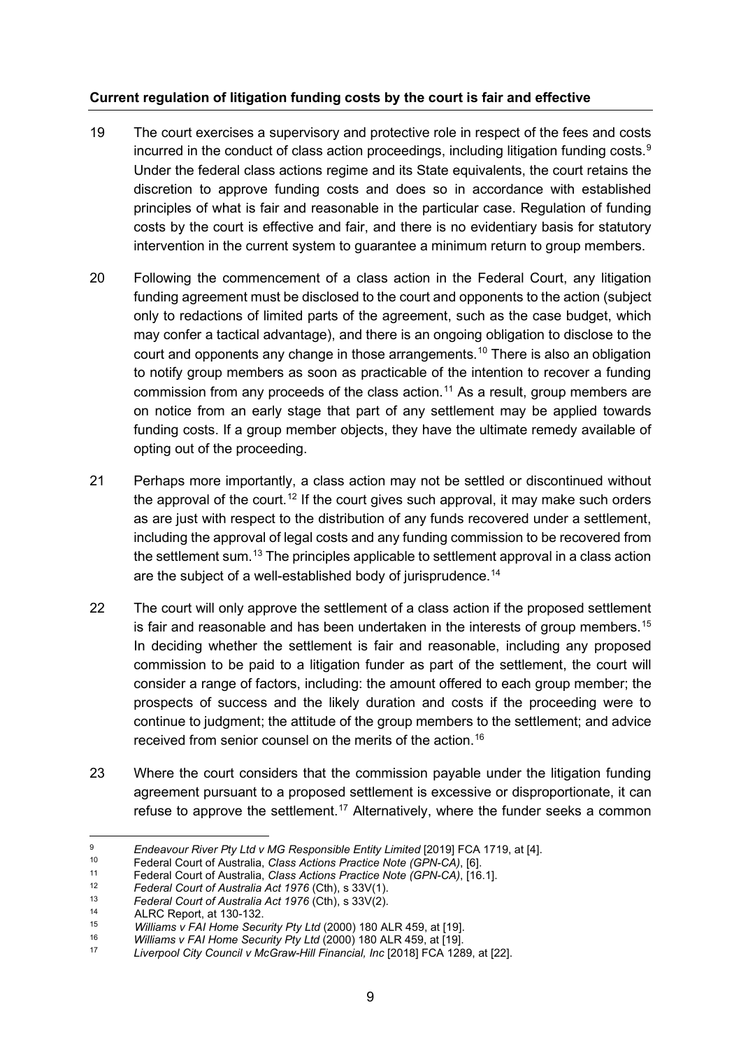**Current regulation of litigation funding costs by the court is fair and effective**

19 The court exercises a supervisory and protective role in respect of the fees and costs incurred in the conduct of class action proceedings, including litigation funding costs.[9] Under the federal class actions regime and its State equivalents, the court retains the discretion to approve funding costs and does so in accordance with established principles of what is fair and reasonable in the particular case. Regulation of funding costs by the court is effective and fair, and there is no evidentiary basis for statutory intervention in the current system to guarantee a minimum return to group members.

20 Following the commencement of a class action in the Federal Court, any litigation funding agreement must be disclosed to the court and opponents to the action (subject only to redactions of limited parts of the agreement, such as the case budget, which may confer a tactical advantage), and there is an ongoing obligation to disclose to the court and opponents any change in those arrangements.[10] There is also an obligation to notify group members as soon as practicable of the intention to recover a funding commission from any proceeds of the class action.[11] As a result, group members are on notice from an early stage that part of any settlement may be applied towards funding costs. If a group member objects, they have the ultimate remedy available of opting out of the proceeding.

21 Perhaps more importantly, a class action may not be settled or discontinued without the approval of the court.[12] If the court gives such approval, it may make such orders as are just with respect to the distribution of any funds recovered under a settlement, including the approval of legal costs and any funding commission to be recovered from the settlement sum.[13] The principles applicable to settlement approval in a class action are the subject of a well-established body of jurisprudence.[14]

22 The court will only approve the settlement of a class action if the proposed settlement is fair and reasonable and has been undertaken in the interests of group members.[15] In deciding whether the settlement is fair and reasonable, including any proposed commission to be paid to a litigation funder as part of the settlement, the court will consider a range of factors, including: the amount offered to each group member; the prospects of success and the likely duration and costs if the proceeding were to continue to judgment; the attitude of the group members to the settlement; and advice received from senior counsel on the merits of the action.[16]

23 Where the court considers that the commission payable under the litigation funding agreement pursuant to a proposed settlement is excessive or disproportionate, it can refuse to approve the settlement.[17] Alternatively, where the funder seeks a common

---

[9] *Endeavour River Pty Ltd v MG Responsible Entity Limited* [2019] FCA 1719, at [4].

[10] Federal Court of Australia, *Class Actions Practice Note (GPN-CA)*, [6].

[11] Federal Court of Australia, *Class Actions Practice Note (GPN-CA)*, [16.1].

[12] *Federal Court of Australia Act 1976* (Cth), s 33V(1).

[13] *Federal Court of Australia Act 1976* (Cth), s 33V(2).

[14] ALRC Report, at 130-132.

[15] *Williams v FAI Home Security Pty Ltd* (2000) 180 ALR 459, at [19].

[16] *Williams v FAI Home Security Pty Ltd* (2000) 180 ALR 459, at [19].

[17] *Liverpool City Council v McGraw-Hill Financial, Inc* [2018] FCA 1289, at [22].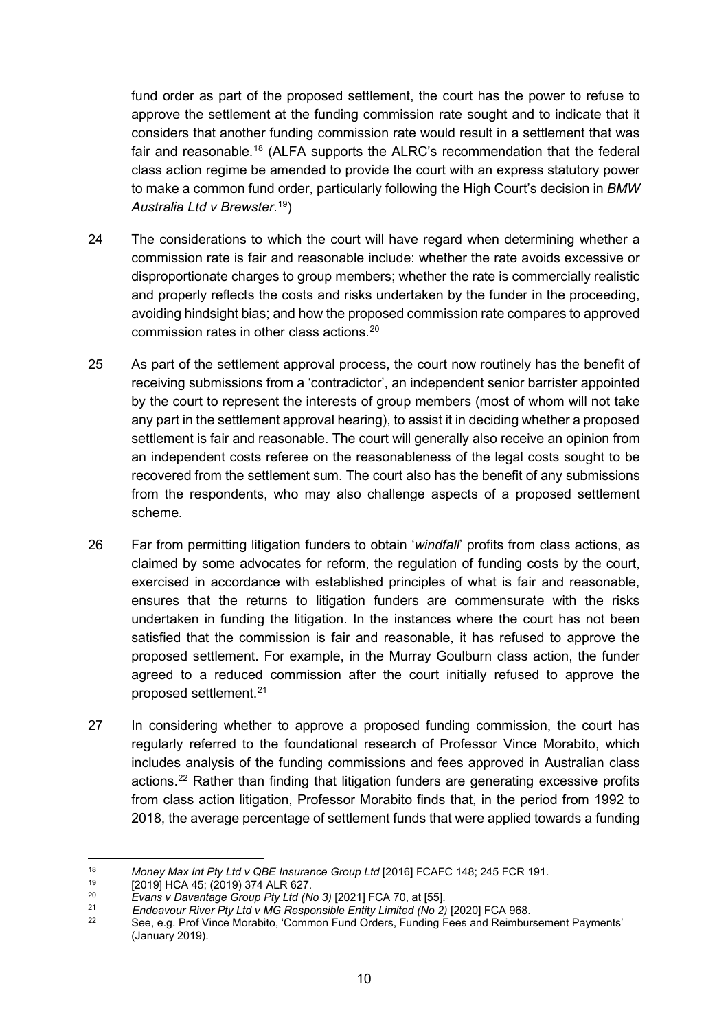fund order as part of the proposed settlement, the court has the power to refuse to approve the settlement at the funding commission rate sought and to indicate that it considers that another funding commission rate would result in a settlement that was fair and reasonable.[18] (ALFA supports the ALRC's recommendation that the federal class action regime be amended to provide the court with an express statutory power to make a common fund order, particularly following the High Court's decision in *BMW Australia Ltd v Brewster*.[19])

24 The considerations to which the court will have regard when determining whether a commission rate is fair and reasonable include: whether the rate avoids excessive or disproportionate charges to group members; whether the rate is commercially realistic and properly reflects the costs and risks undertaken by the funder in the proceeding, avoiding hindsight bias; and how the proposed commission rate compares to approved commission rates in other class actions.[20]

25 As part of the settlement approval process, the court now routinely has the benefit of receiving submissions from a 'contradictor', an independent senior barrister appointed by the court to represent the interests of group members (most of whom will not take any part in the settlement approval hearing), to assist it in deciding whether a proposed settlement is fair and reasonable. The court will generally also receive an opinion from an independent costs referee on the reasonableness of the legal costs sought to be recovered from the settlement sum. The court also has the benefit of any submissions from the respondents, who may also challenge aspects of a proposed settlement scheme.

26 Far from permitting litigation funders to obtain '*windfall*' profits from class actions, as claimed by some advocates for reform, the regulation of funding costs by the court, exercised in accordance with established principles of what is fair and reasonable, ensures that the returns to litigation funders are commensurate with the risks undertaken in funding the litigation. In the instances where the court has not been satisfied that the commission is fair and reasonable, it has refused to approve the proposed settlement. For example, in the Murray Goulburn class action, the funder agreed to a reduced commission after the court initially refused to approve the proposed settlement.[21]

27 In considering whether to approve a proposed funding commission, the court has regularly referred to the foundational research of Professor Vince Morabito, which includes analysis of the funding commissions and fees approved in Australian class actions.[22] Rather than finding that litigation funders are generating excessive profits from class action litigation, Professor Morabito finds that, in the period from 1992 to 2018, the average percentage of settlement funds that were applied towards a funding

---

[18] *Money Max Int Pty Ltd v QBE Insurance Group Ltd* [2016] FCAFC 148; 245 FCR 191.

[19] [2019] HCA 45; (2019) 374 ALR 627.

[20] *Evans v Davantage Group Pty Ltd (No 3)* [2021] FCA 70, at [55].

[21] *Endeavour River Pty Ltd v MG Responsible Entity Limited (No 2)* [2020] FCA 968.

[22] See, e.g. Prof Vince Morabito, 'Common Fund Orders, Funding Fees and Reimbursement Payments' (January 2019).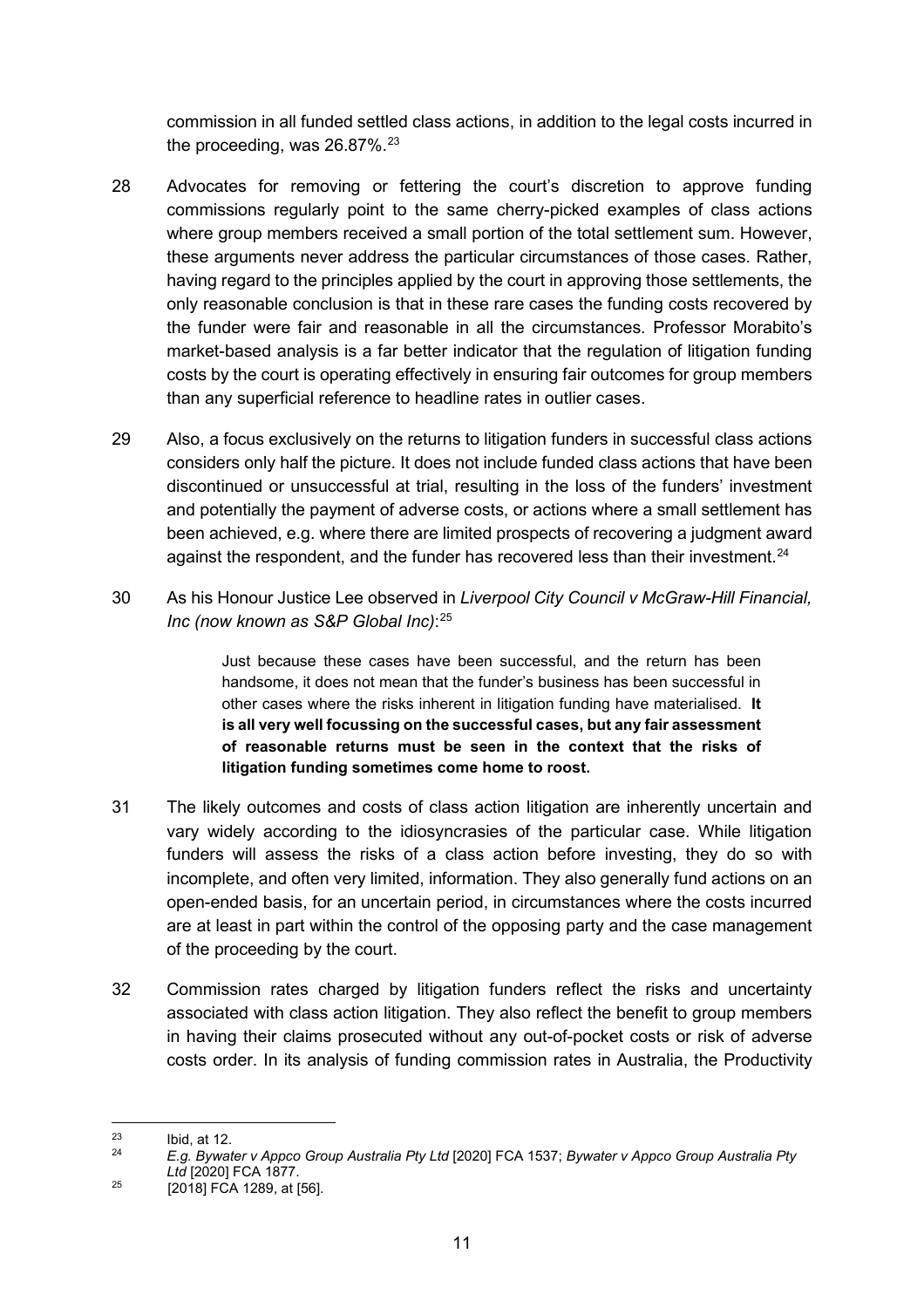commission in all funded settled class actions, in addition to the legal costs incurred in the proceeding, was 26.87%.[23]

28 Advocates for removing or fettering the court's discretion to approve funding commissions regularly point to the same cherry-picked examples of class actions where group members received a small portion of the total settlement sum. However, these arguments never address the particular circumstances of those cases. Rather, having regard to the principles applied by the court in approving those settlements, the only reasonable conclusion is that in these rare cases the funding costs recovered by the funder were fair and reasonable in all the circumstances. Professor Morabito's market-based analysis is a far better indicator that the regulation of litigation funding costs by the court is operating effectively in ensuring fair outcomes for group members than any superficial reference to headline rates in outlier cases.

29 Also, a focus exclusively on the returns to litigation funders in successful class actions considers only half the picture. It does not include funded class actions that have been discontinued or unsuccessful at trial, resulting in the loss of the funders' investment and potentially the payment of adverse costs, or actions where a small settlement has been achieved, e.g. where there are limited prospects of recovering a judgment award against the respondent, and the funder has recovered less than their investment.[24]

30 As his Honour Justice Lee observed in *Liverpool City Council v McGraw-Hill Financial, Inc (now known as S&P Global Inc)*:[25]

> Just because these cases have been successful, and the return has been handsome, it does not mean that the funder's business has been successful in other cases where the risks inherent in litigation funding have materialised. **It is all very well focussing on the successful cases, but any fair assessment of reasonable returns must be seen in the context that the risks of litigation funding sometimes come home to roost.**

31 The likely outcomes and costs of class action litigation are inherently uncertain and vary widely according to the idiosyncrasies of the particular case. While litigation funders will assess the risks of a class action before investing, they do so with incomplete, and often very limited, information. They also generally fund actions on an open-ended basis, for an uncertain period, in circumstances where the costs incurred are at least in part within the control of the opposing party and the case management of the proceeding by the court.

32 Commission rates charged by litigation funders reflect the risks and uncertainty associated with class action litigation. They also reflect the benefit to group members in having their claims prosecuted without any out-of-pocket costs or risk of adverse costs order. In its analysis of funding commission rates in Australia, the Productivity

---

[23] Ibid, at 12.

[24] *E.g. Bywater v Appco Group Australia Pty Ltd* [2020] FCA 1537; *Bywater v Appco Group Australia Pty Ltd* [2020] FCA 1877.

[25] [2018] FCA 1289, at [56].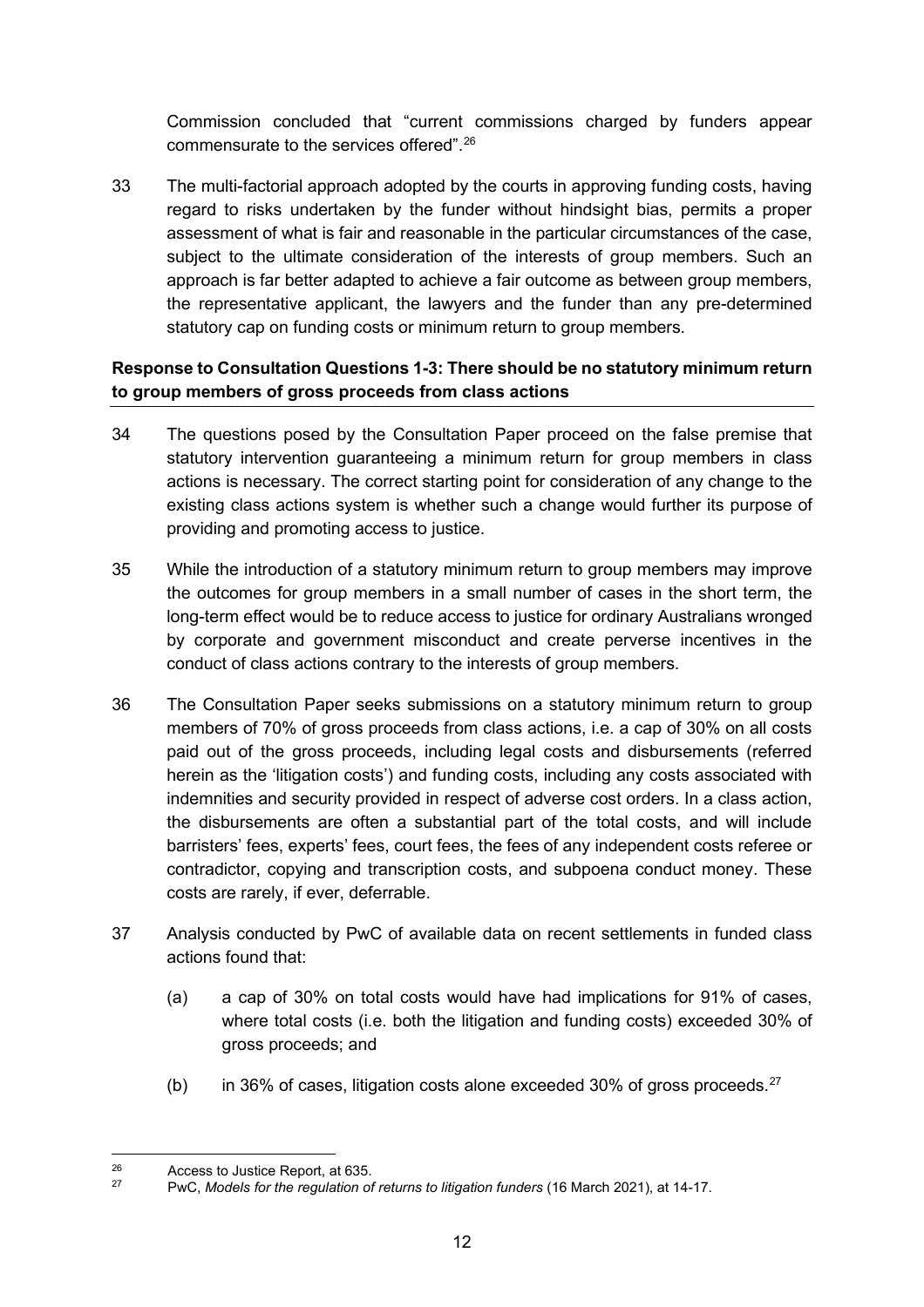Commission concluded that "current commissions charged by funders appear commensurate to the services offered".[26]

33 The multi-factorial approach adopted by the courts in approving funding costs, having regard to risks undertaken by the funder without hindsight bias, permits a proper assessment of what is fair and reasonable in the particular circumstances of the case, subject to the ultimate consideration of the interests of group members. Such an approach is far better adapted to achieve a fair outcome as between group members, the representative applicant, the lawyers and the funder than any pre-determined statutory cap on funding costs or minimum return to group members.

**Response to Consultation Questions 1-3: There should be no statutory minimum return to group members of gross proceeds from class actions**

34 The questions posed by the Consultation Paper proceed on the false premise that statutory intervention guaranteeing a minimum return for group members in class actions is necessary. The correct starting point for consideration of any change to the existing class actions system is whether such a change would further its purpose of providing and promoting access to justice.

35 While the introduction of a statutory minimum return to group members may improve the outcomes for group members in a small number of cases in the short term, the long-term effect would be to reduce access to justice for ordinary Australians wronged by corporate and government misconduct and create perverse incentives in the conduct of class actions contrary to the interests of group members.

36 The Consultation Paper seeks submissions on a statutory minimum return to group members of 70% of gross proceeds from class actions, i.e. a cap of 30% on all costs paid out of the gross proceeds, including legal costs and disbursements (referred herein as the 'litigation costs') and funding costs, including any costs associated with indemnities and security provided in respect of adverse cost orders. In a class action, the disbursements are often a substantial part of the total costs, and will include barristers' fees, experts' fees, court fees, the fees of any independent costs referee or contradictor, copying and transcription costs, and subpoena conduct money. These costs are rarely, if ever, deferrable.

37 Analysis conducted by PwC of available data on recent settlements in funded class actions found that:

(a) a cap of 30% on total costs would have had implications for 91% of cases, where total costs (i.e. both the litigation and funding costs) exceeded 30% of gross proceeds; and

(b) in 36% of cases, litigation costs alone exceeded 30% of gross proceeds.[27]

---

[26] Access to Justice Report, at 635.

[27] PwC, *Models for the regulation of returns to litigation funders* (16 March 2021), at 14-17.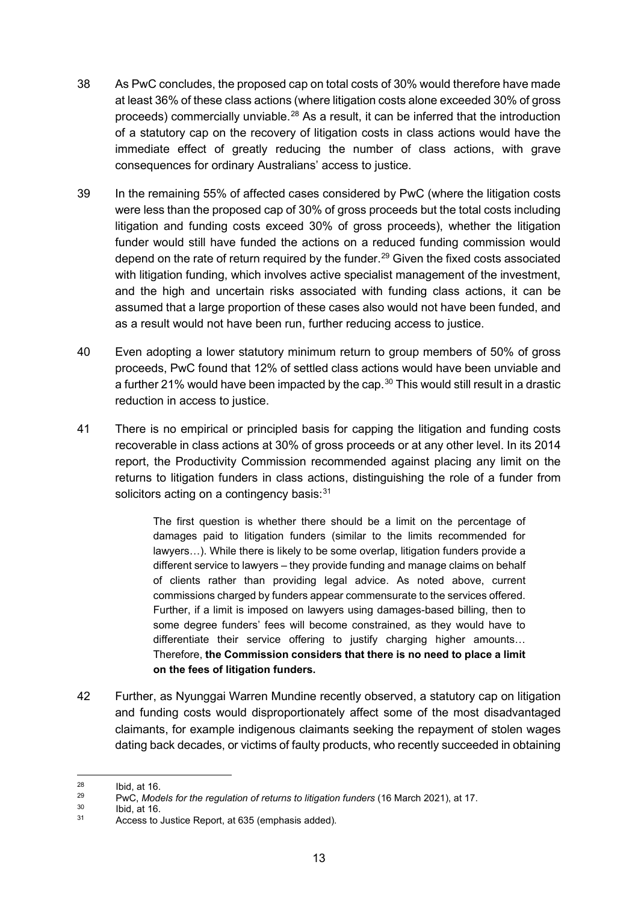38 As PwC concludes, the proposed cap on total costs of 30% would therefore have made at least 36% of these class actions (where litigation costs alone exceeded 30% of gross proceeds) commercially unviable.[28] As a result, it can be inferred that the introduction of a statutory cap on the recovery of litigation costs in class actions would have the immediate effect of greatly reducing the number of class actions, with grave consequences for ordinary Australians' access to justice.

39 In the remaining 55% of affected cases considered by PwC (where the litigation costs were less than the proposed cap of 30% of gross proceeds but the total costs including litigation and funding costs exceed 30% of gross proceeds), whether the litigation funder would still have funded the actions on a reduced funding commission would depend on the rate of return required by the funder.[29] Given the fixed costs associated with litigation funding, which involves active specialist management of the investment, and the high and uncertain risks associated with funding class actions, it can be assumed that a large proportion of these cases also would not have been funded, and as a result would not have been run, further reducing access to justice.

40 Even adopting a lower statutory minimum return to group members of 50% of gross proceeds, PwC found that 12% of settled class actions would have been unviable and a further 21% would have been impacted by the cap.[30] This would still result in a drastic reduction in access to justice.

41 There is no empirical or principled basis for capping the litigation and funding costs recoverable in class actions at 30% of gross proceeds or at any other level. In its 2014 report, the Productivity Commission recommended against placing any limit on the returns to litigation funders in class actions, distinguishing the role of a funder from solicitors acting on a contingency basis:[31]

> The first question is whether there should be a limit on the percentage of damages paid to litigation funders (similar to the limits recommended for lawyers…). While there is likely to be some overlap, litigation funders provide a different service to lawyers – they provide funding and manage claims on behalf of clients rather than providing legal advice. As noted above, current commissions charged by funders appear commensurate to the services offered. Further, if a limit is imposed on lawyers using damages-based billing, then to some degree funders' fees will become constrained, as they would have to differentiate their service offering to justify charging higher amounts… Therefore, **the Commission considers that there is no need to place a limit on the fees of litigation funders.**

42 Further, as Nyunggai Warren Mundine recently observed, a statutory cap on litigation and funding costs would disproportionately affect some of the most disadvantaged claimants, for example indigenous claimants seeking the repayment of stolen wages dating back decades, or victims of faulty products, who recently succeeded in obtaining

---

[28] Ibid, at 16.

[29] PwC, *Models for the regulation of returns to litigation funders* (16 March 2021), at 17.

[30] Ibid, at 16.

[31] Access to Justice Report, at 635 (emphasis added).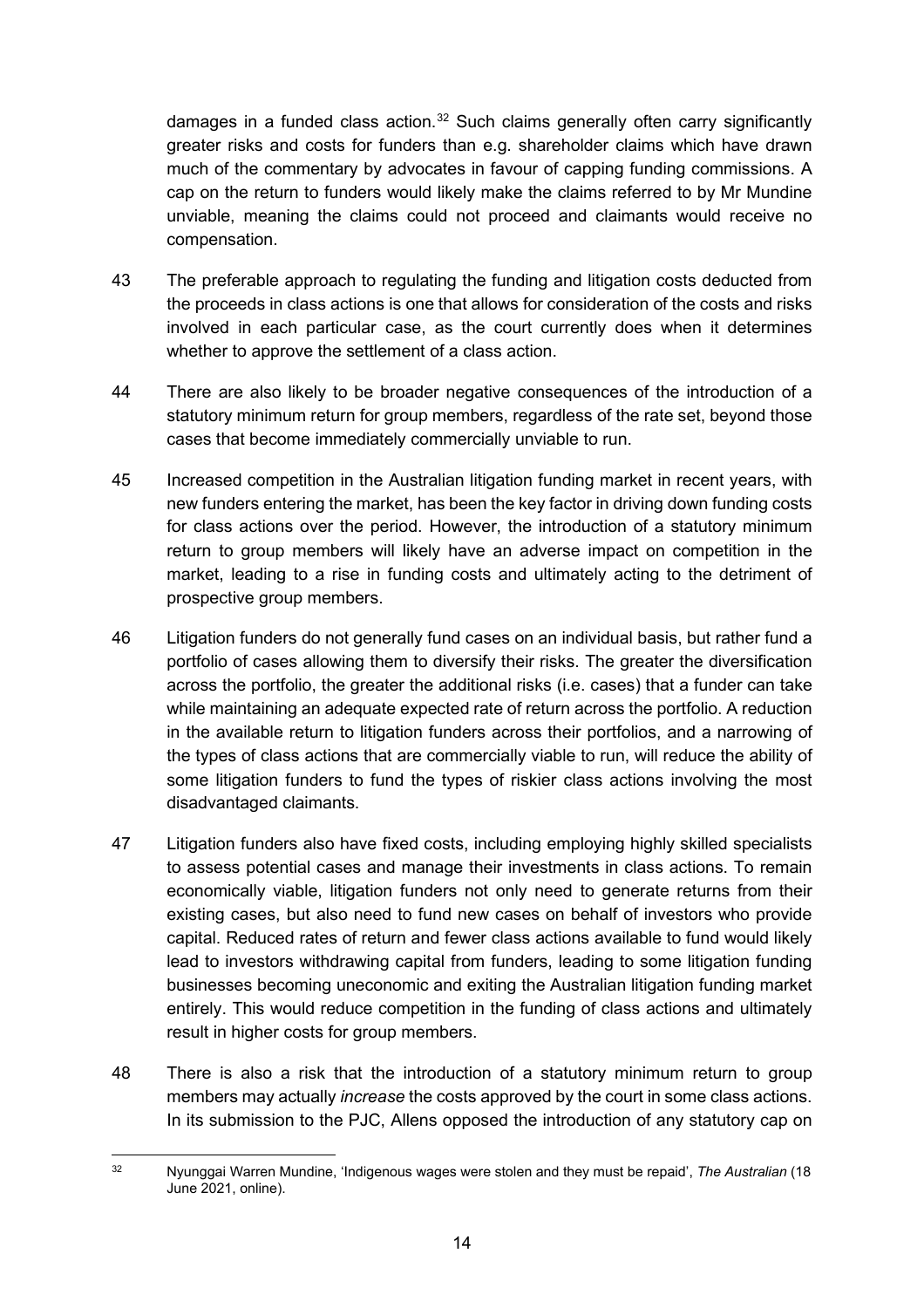damages in a funded class action.[32] Such claims generally often carry significantly greater risks and costs for funders than e.g. shareholder claims which have drawn much of the commentary by advocates in favour of capping funding commissions. A cap on the return to funders would likely make the claims referred to by Mr Mundine unviable, meaning the claims could not proceed and claimants would receive no compensation.

43 The preferable approach to regulating the funding and litigation costs deducted from the proceeds in class actions is one that allows for consideration of the costs and risks involved in each particular case, as the court currently does when it determines whether to approve the settlement of a class action.

44 There are also likely to be broader negative consequences of the introduction of a statutory minimum return for group members, regardless of the rate set, beyond those cases that become immediately commercially unviable to run.

45 Increased competition in the Australian litigation funding market in recent years, with new funders entering the market, has been the key factor in driving down funding costs for class actions over the period. However, the introduction of a statutory minimum return to group members will likely have an adverse impact on competition in the market, leading to a rise in funding costs and ultimately acting to the detriment of prospective group members.

46 Litigation funders do not generally fund cases on an individual basis, but rather fund a portfolio of cases allowing them to diversify their risks. The greater the diversification across the portfolio, the greater the additional risks (i.e. cases) that a funder can take while maintaining an adequate expected rate of return across the portfolio. A reduction in the available return to litigation funders across their portfolios, and a narrowing of the types of class actions that are commercially viable to run, will reduce the ability of some litigation funders to fund the types of riskier class actions involving the most disadvantaged claimants.

47 Litigation funders also have fixed costs, including employing highly skilled specialists to assess potential cases and manage their investments in class actions. To remain economically viable, litigation funders not only need to generate returns from their existing cases, but also need to fund new cases on behalf of investors who provide capital. Reduced rates of return and fewer class actions available to fund would likely lead to investors withdrawing capital from funders, leading to some litigation funding businesses becoming uneconomic and exiting the Australian litigation funding market entirely. This would reduce competition in the funding of class actions and ultimately result in higher costs for group members.

48 There is also a risk that the introduction of a statutory minimum return to group members may actually *increase* the costs approved by the court in some class actions. In its submission to the PJC, Allens opposed the introduction of any statutory cap on

---

[32] Nyunggai Warren Mundine, 'Indigenous wages were stolen and they must be repaid', *The Australian* (18 June 2021, online).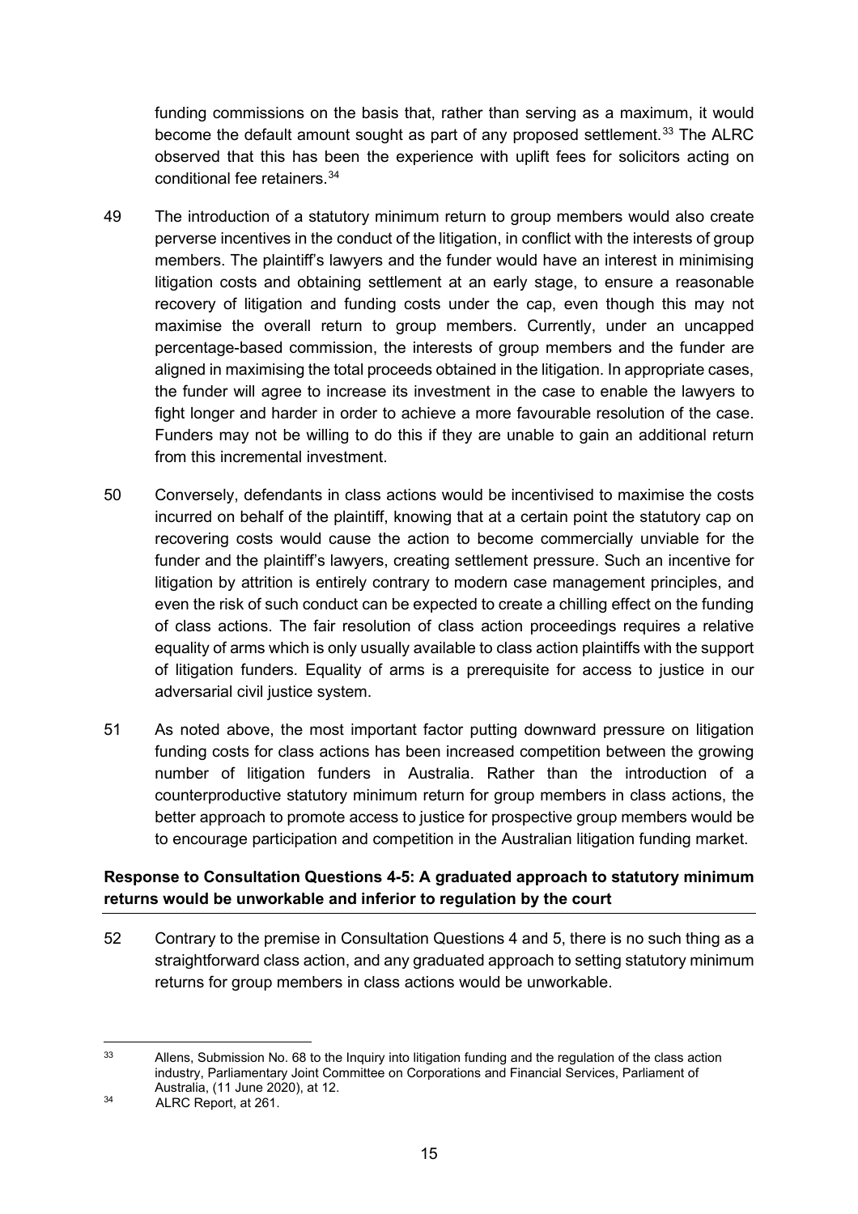funding commissions on the basis that, rather than serving as a maximum, it would become the default amount sought as part of any proposed settlement.[33] The ALRC observed that this has been the experience with uplift fees for solicitors acting on conditional fee retainers.[34]

49 The introduction of a statutory minimum return to group members would also create perverse incentives in the conduct of the litigation, in conflict with the interests of group members. The plaintiff's lawyers and the funder would have an interest in minimising litigation costs and obtaining settlement at an early stage, to ensure a reasonable recovery of litigation and funding costs under the cap, even though this may not maximise the overall return to group members. Currently, under an uncapped percentage-based commission, the interests of group members and the funder are aligned in maximising the total proceeds obtained in the litigation. In appropriate cases, the funder will agree to increase its investment in the case to enable the lawyers to fight longer and harder in order to achieve a more favourable resolution of the case. Funders may not be willing to do this if they are unable to gain an additional return from this incremental investment.

50 Conversely, defendants in class actions would be incentivised to maximise the costs incurred on behalf of the plaintiff, knowing that at a certain point the statutory cap on recovering costs would cause the action to become commercially unviable for the funder and the plaintiff's lawyers, creating settlement pressure. Such an incentive for litigation by attrition is entirely contrary to modern case management principles, and even the risk of such conduct can be expected to create a chilling effect on the funding of class actions. The fair resolution of class action proceedings requires a relative equality of arms which is only usually available to class action plaintiffs with the support of litigation funders. Equality of arms is a prerequisite for access to justice in our adversarial civil justice system.

51 As noted above, the most important factor putting downward pressure on litigation funding costs for class actions has been increased competition between the growing number of litigation funders in Australia. Rather than the introduction of a counterproductive statutory minimum return for group members in class actions, the better approach to promote access to justice for prospective group members would be to encourage participation and competition in the Australian litigation funding market.

**Response to Consultation Questions 4-5: A graduated approach to statutory minimum returns would be unworkable and inferior to regulation by the court**

52 Contrary to the premise in Consultation Questions 4 and 5, there is no such thing as a straightforward class action, and any graduated approach to setting statutory minimum returns for group members in class actions would be unworkable.

---

[33] Allens, Submission No. 68 to the Inquiry into litigation funding and the regulation of the class action industry, Parliamentary Joint Committee on Corporations and Financial Services, Parliament of Australia, (11 June 2020), at 12.

[34] ALRC Report, at 261.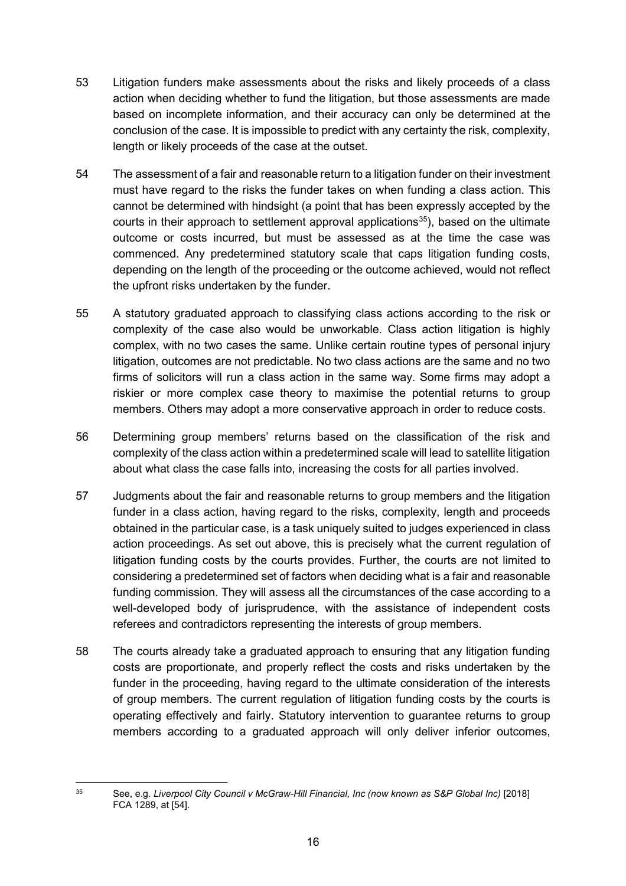53 Litigation funders make assessments about the risks and likely proceeds of a class action when deciding whether to fund the litigation, but those assessments are made based on incomplete information, and their accuracy can only be determined at the conclusion of the case. It is impossible to predict with any certainty the risk, complexity, length or likely proceeds of the case at the outset.

54 The assessment of a fair and reasonable return to a litigation funder on their investment must have regard to the risks the funder takes on when funding a class action. This cannot be determined with hindsight (a point that has been expressly accepted by the courts in their approach to settlement approval applications[35]), based on the ultimate outcome or costs incurred, but must be assessed as at the time the case was commenced. Any predetermined statutory scale that caps litigation funding costs, depending on the length of the proceeding or the outcome achieved, would not reflect the upfront risks undertaken by the funder.

55 A statutory graduated approach to classifying class actions according to the risk or complexity of the case also would be unworkable. Class action litigation is highly complex, with no two cases the same. Unlike certain routine types of personal injury litigation, outcomes are not predictable. No two class actions are the same and no two firms of solicitors will run a class action in the same way. Some firms may adopt a riskier or more complex case theory to maximise the potential returns to group members. Others may adopt a more conservative approach in order to reduce costs.

56 Determining group members' returns based on the classification of the risk and complexity of the class action within a predetermined scale will lead to satellite litigation about what class the case falls into, increasing the costs for all parties involved.

57 Judgments about the fair and reasonable returns to group members and the litigation funder in a class action, having regard to the risks, complexity, length and proceeds obtained in the particular case, is a task uniquely suited to judges experienced in class action proceedings. As set out above, this is precisely what the current regulation of litigation funding costs by the courts provides. Further, the courts are not limited to considering a predetermined set of factors when deciding what is a fair and reasonable funding commission. They will assess all the circumstances of the case according to a well-developed body of jurisprudence, with the assistance of independent costs referees and contradictors representing the interests of group members.

58 The courts already take a graduated approach to ensuring that any litigation funding costs are proportionate, and properly reflect the costs and risks undertaken by the funder in the proceeding, having regard to the ultimate consideration of the interests of group members. The current regulation of litigation funding costs by the courts is operating effectively and fairly. Statutory intervention to guarantee returns to group members according to a graduated approach will only deliver inferior outcomes,

---

[35] See, e.g. *Liverpool City Council v McGraw-Hill Financial, Inc (now known as S&P Global Inc)* [2018] FCA 1289, at [54].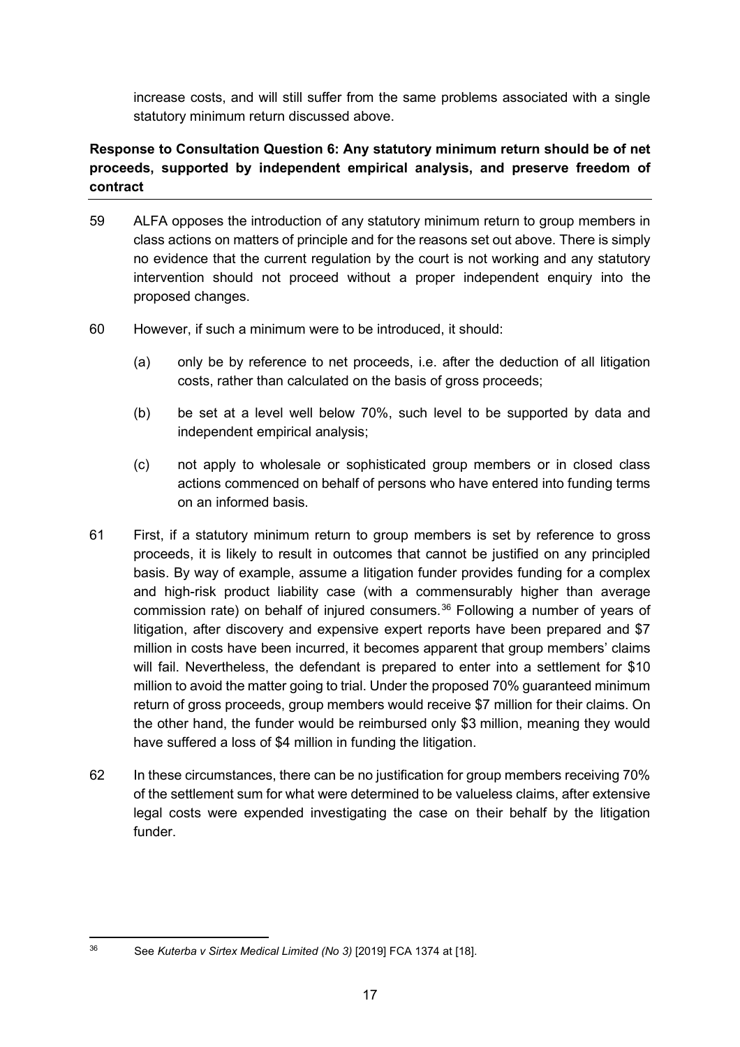increase costs, and will still suffer from the same problems associated with a single statutory minimum return discussed above.

**Response to Consultation Question 6: Any statutory minimum return should be of net proceeds, supported by independent empirical analysis, and preserve freedom of contract**

59 ALFA opposes the introduction of any statutory minimum return to group members in class actions on matters of principle and for the reasons set out above. There is simply no evidence that the current regulation by the court is not working and any statutory intervention should not proceed without a proper independent enquiry into the proposed changes.

60 However, if such a minimum were to be introduced, it should:

(a) only be by reference to net proceeds, i.e. after the deduction of all litigation costs, rather than calculated on the basis of gross proceeds;

(b) be set at a level well below 70%, such level to be supported by data and independent empirical analysis;

(c) not apply to wholesale or sophisticated group members or in closed class actions commenced on behalf of persons who have entered into funding terms on an informed basis.

61 First, if a statutory minimum return to group members is set by reference to gross proceeds, it is likely to result in outcomes that cannot be justified on any principled basis. By way of example, assume a litigation funder provides funding for a complex and high-risk product liability case (with a commensurably higher than average commission rate) on behalf of injured consumers.[36] Following a number of years of litigation, after discovery and expensive expert reports have been prepared and $7 million in costs have been incurred, it becomes apparent that group members' claims will fail. Nevertheless, the defendant is prepared to enter into a settlement for $10 million to avoid the matter going to trial. Under the proposed 70% guaranteed minimum return of gross proceeds, group members would receive $7 million for their claims. On the other hand, the funder would be reimbursed only $3 million, meaning they would have suffered a loss of $4 million in funding the litigation.

62 In these circumstances, there can be no justification for group members receiving 70% of the settlement sum for what were determined to be valueless claims, after extensive legal costs were expended investigating the case on their behalf by the litigation funder.

---

[36] See *Kuterba v Sirtex Medical Limited (No 3)* [2019] FCA 1374 at [18].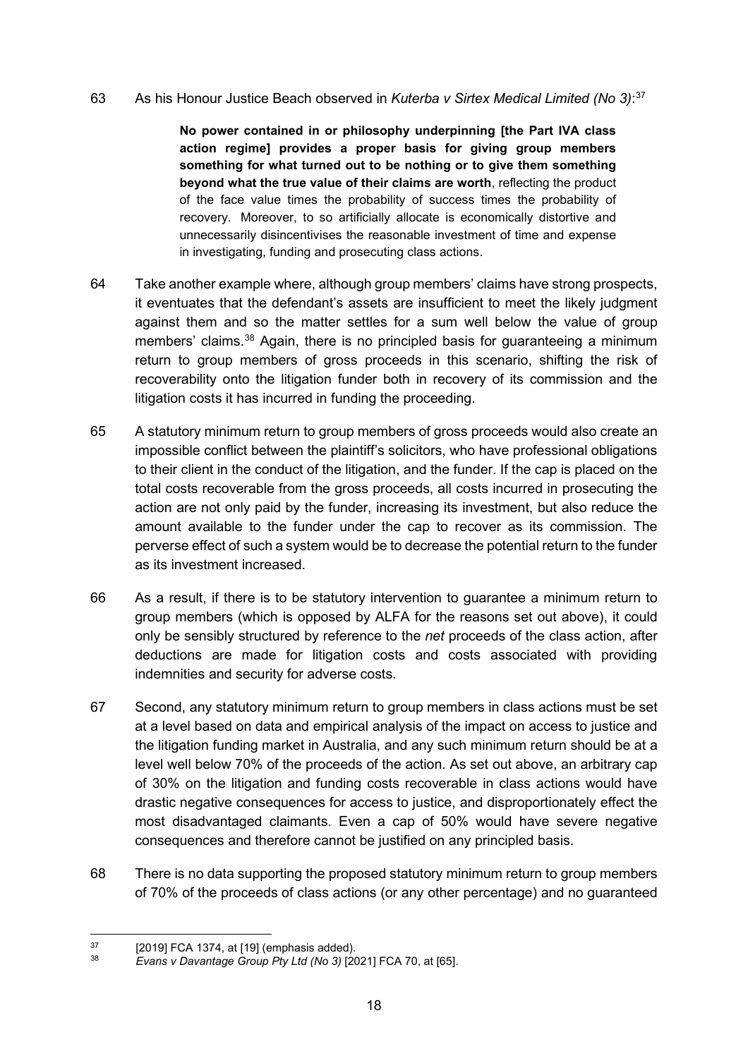63 As his Honour Justice Beach observed in *Kuterba v Sirtex Medical Limited (No 3)*:[37]

> **No power contained in or philosophy underpinning [the Part IVA class action regime] provides a proper basis for giving group members something for what turned out to be nothing or to give them something beyond what the true value of their claims are worth**, reflecting the product of the face value times the probability of success times the probability of recovery. Moreover, to so artificially allocate is economically distortive and unnecessarily disincentivises the reasonable investment of time and expense in investigating, funding and prosecuting class actions.

64 Take another example where, although group members' claims have strong prospects, it eventuates that the defendant's assets are insufficient to meet the likely judgment against them and so the matter settles for a sum well below the value of group members' claims.[38] Again, there is no principled basis for guaranteeing a minimum return to group members of gross proceeds in this scenario, shifting the risk of recoverability onto the litigation funder both in recovery of its commission and the litigation costs it has incurred in funding the proceeding.

65 A statutory minimum return to group members of gross proceeds would also create an impossible conflict between the plaintiff's solicitors, who have professional obligations to their client in the conduct of the litigation, and the funder. If the cap is placed on the total costs recoverable from the gross proceeds, all costs incurred in prosecuting the action are not only paid by the funder, increasing its investment, but also reduce the amount available to the funder under the cap to recover as its commission. The perverse effect of such a system would be to decrease the potential return to the funder as its investment increased.

66 As a result, if there is to be statutory intervention to guarantee a minimum return to group members (which is opposed by ALFA for the reasons set out above), it could only be sensibly structured by reference to the *net* proceeds of the class action, after deductions are made for litigation costs and costs associated with providing indemnities and security for adverse costs.

67 Second, any statutory minimum return to group members in class actions must be set at a level based on data and empirical analysis of the impact on access to justice and the litigation funding market in Australia, and any such minimum return should be at a level well below 70% of the proceeds of the action. As set out above, an arbitrary cap of 30% on the litigation and funding costs recoverable in class actions would have drastic negative consequences for access to justice, and disproportionately effect the most disadvantaged claimants. Even a cap of 50% would have severe negative consequences and therefore cannot be justified on any principled basis.

68 There is no data supporting the proposed statutory minimum return to group members of 70% of the proceeds of class actions (or any other percentage) and no guaranteed

---

[37] [2019] FCA 1374, at [19] (emphasis added).

[38] *Evans v Davantage Group Pty Ltd (No 3)* [2021] FCA 70, at [65].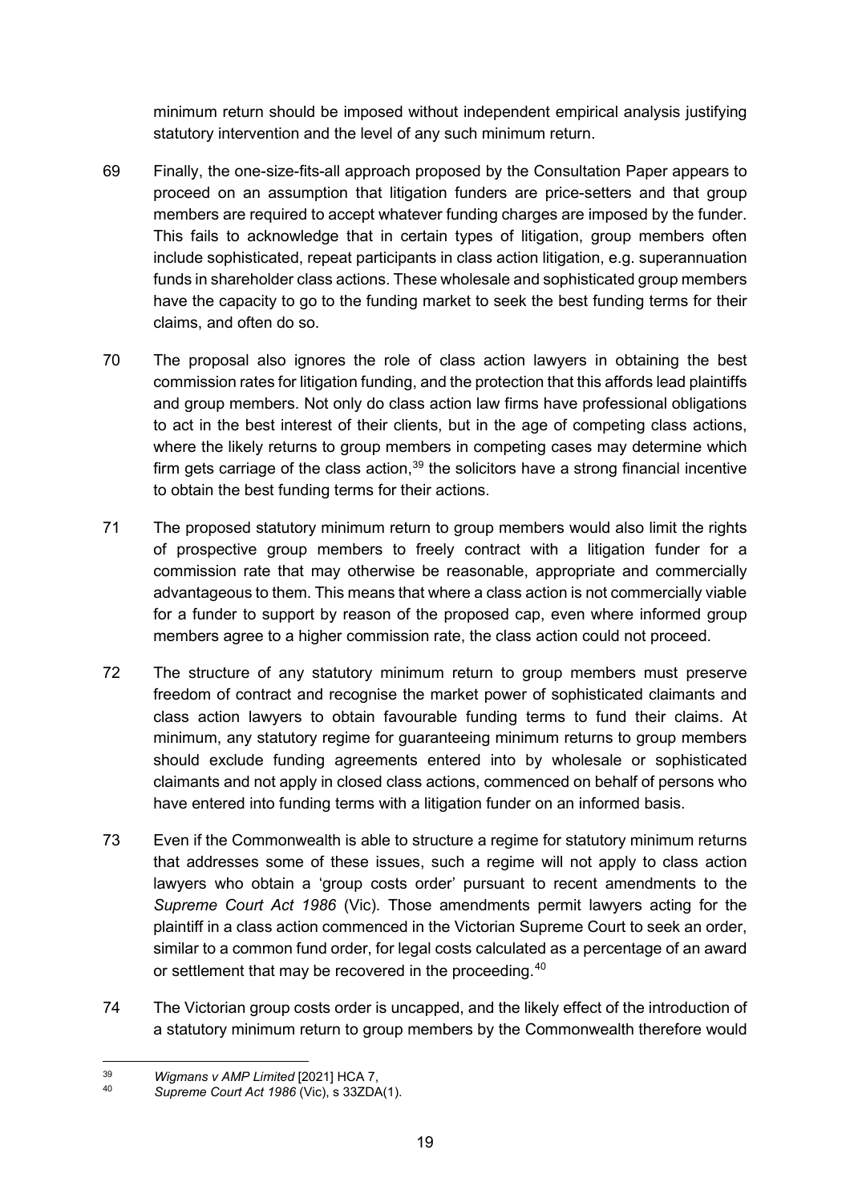minimum return should be imposed without independent empirical analysis justifying statutory intervention and the level of any such minimum return.

69 Finally, the one-size-fits-all approach proposed by the Consultation Paper appears to proceed on an assumption that litigation funders are price-setters and that group members are required to accept whatever funding charges are imposed by the funder. This fails to acknowledge that in certain types of litigation, group members often include sophisticated, repeat participants in class action litigation, e.g. superannuation funds in shareholder class actions. These wholesale and sophisticated group members have the capacity to go to the funding market to seek the best funding terms for their claims, and often do so.

70 The proposal also ignores the role of class action lawyers in obtaining the best commission rates for litigation funding, and the protection that this affords lead plaintiffs and group members. Not only do class action law firms have professional obligations to act in the best interest of their clients, but in the age of competing class actions, where the likely returns to group members in competing cases may determine which firm gets carriage of the class action,[39] the solicitors have a strong financial incentive to obtain the best funding terms for their actions.

71 The proposed statutory minimum return to group members would also limit the rights of prospective group members to freely contract with a litigation funder for a commission rate that may otherwise be reasonable, appropriate and commercially advantageous to them. This means that where a class action is not commercially viable for a funder to support by reason of the proposed cap, even where informed group members agree to a higher commission rate, the class action could not proceed.

72 The structure of any statutory minimum return to group members must preserve freedom of contract and recognise the market power of sophisticated claimants and class action lawyers to obtain favourable funding terms to fund their claims. At minimum, any statutory regime for guaranteeing minimum returns to group members should exclude funding agreements entered into by wholesale or sophisticated claimants and not apply in closed class actions, commenced on behalf of persons who have entered into funding terms with a litigation funder on an informed basis.

73 Even if the Commonwealth is able to structure a regime for statutory minimum returns that addresses some of these issues, such a regime will not apply to class action lawyers who obtain a 'group costs order' pursuant to recent amendments to the *Supreme Court Act 1986* (Vic). Those amendments permit lawyers acting for the plaintiff in a class action commenced in the Victorian Supreme Court to seek an order, similar to a common fund order, for legal costs calculated as a percentage of an award or settlement that may be recovered in the proceeding.[40]

74 The Victorian group costs order is uncapped, and the likely effect of the introduction of a statutory minimum return to group members by the Commonwealth therefore would

---

[39] *Wigmans v AMP Limited* [2021] HCA 7,

[40] *Supreme Court Act 1986* (Vic), s 33ZDA(1).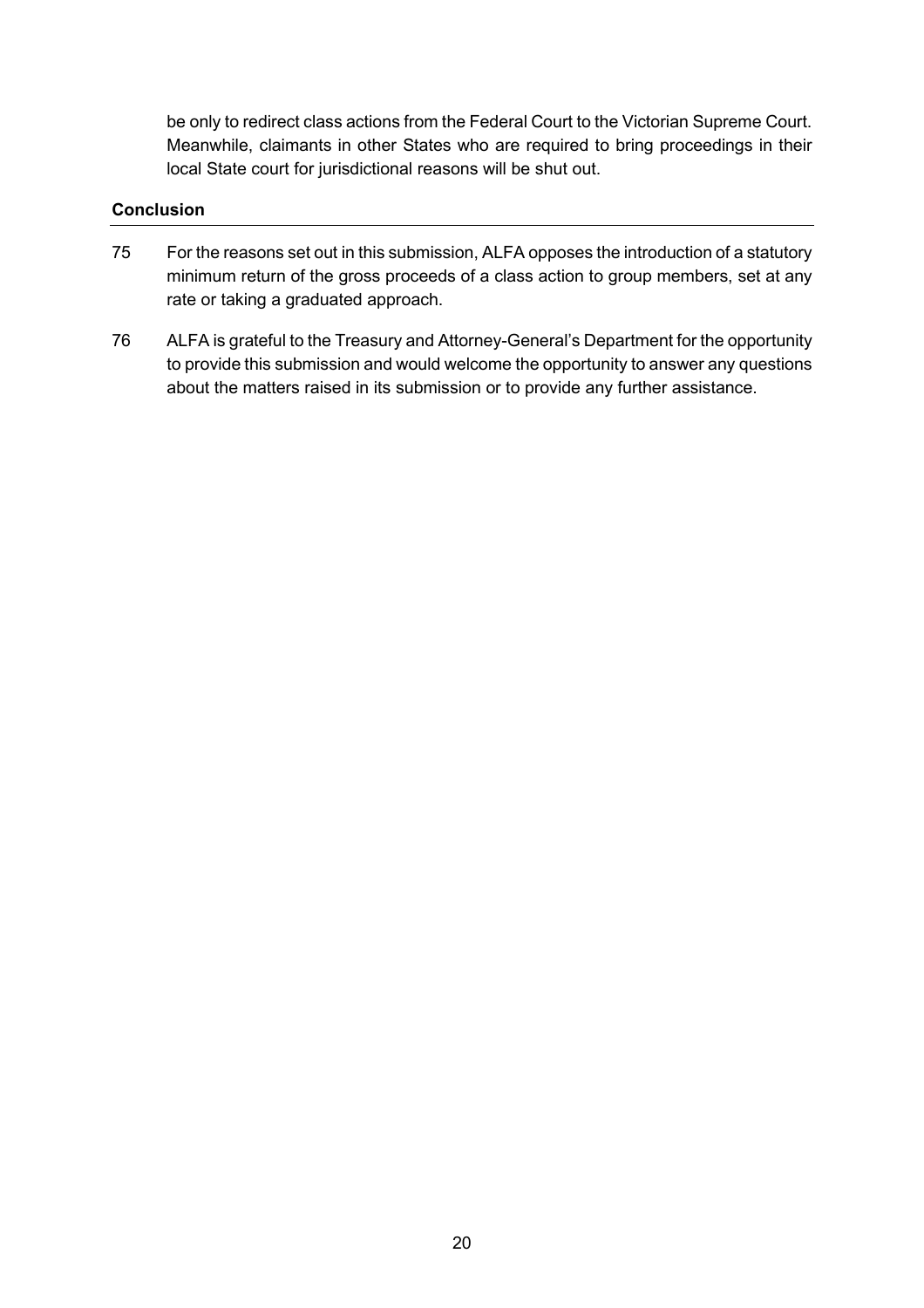be only to redirect class actions from the Federal Court to the Victorian Supreme Court. Meanwhile, claimants in other States who are required to bring proceedings in their local State court for jurisdictional reasons will be shut out.

## Conclusion

75 For the reasons set out in this submission, ALFA opposes the introduction of a statutory minimum return of the gross proceeds of a class action to group members, set at any rate or taking a graduated approach.

76 ALFA is grateful to the Treasury and Attorney-General's Department for the opportunity to provide this submission and would welcome the opportunity to answer any questions about the matters raised in its submission or to provide any further assistance.